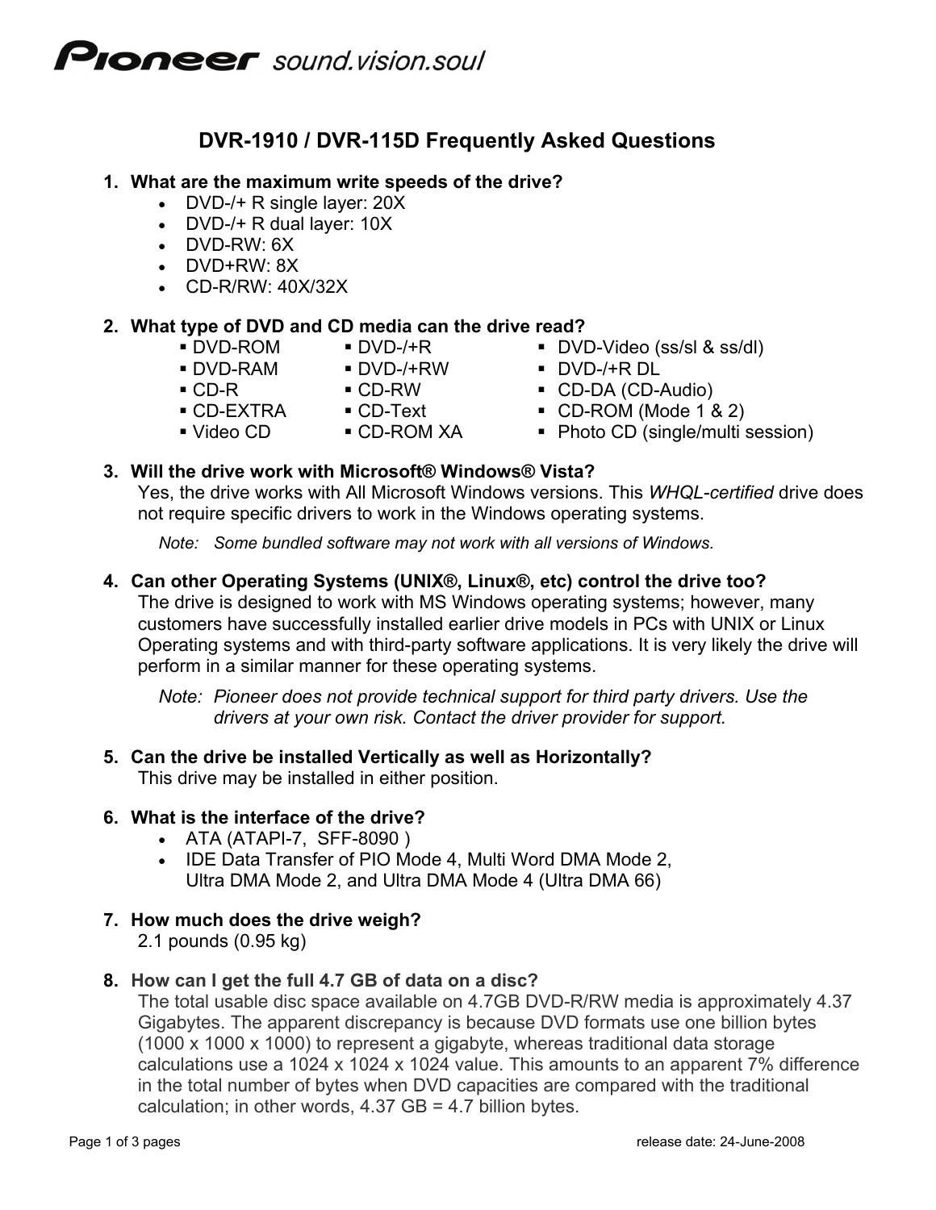**Pioneer** *sound.vision.soul*

# DVR-1910 / DVR-115D Frequently Asked Questions

1. **What are the maximum write speeds of the drive?**
   - DVD-/+ R single layer: 20X
   - DVD-/+ R dual layer: 10X
   - DVD-RW: 6X
   - DVD+RW: 8X
   - CD-R/RW: 40X/32X

2. **What type of DVD and CD media can the drive read?**

   | | | |
   |---|---|---|
   | ▪ DVD-ROM | ▪ DVD-/+R | ▪ DVD-Video (ss/sl & ss/dl) |
   | ▪ DVD-RAM | ▪ DVD-/+RW | ▪ DVD-/+R DL |
   | ▪ CD-R | ▪ CD-RW | ▪ CD-DA (CD-Audio) |
   | ▪ CD-EXTRA | ▪ CD-Text | ▪ CD-ROM (Mode 1 & 2) |
   | ▪ Video CD | ▪ CD-ROM XA | ▪ Photo CD (single/multi session) |

3. **Will the drive work with Microsoft® Windows® Vista?**
   Yes, the drive works with All Microsoft Windows versions. This *WHQL-certified* drive does not require specific drivers to work in the Windows operating systems.

   *Note: Some bundled software may not work with all versions of Windows.*

4. **Can other Operating Systems (UNIX®, Linux®, etc) control the drive too?**
   The drive is designed to work with MS Windows operating systems; however, many customers have successfully installed earlier drive models in PCs with UNIX or Linux Operating systems and with third-party software applications. It is very likely the drive will perform in a similar manner for these operating systems.

   *Note: Pioneer does not provide technical support for third party drivers. Use the drivers at your own risk. Contact the driver provider for support.*

5. **Can the drive be installed Vertically as well as Horizontally?**
   This drive may be installed in either position.

6. **What is the interface of the drive?**
   - ATA (ATAPI-7, SFF-8090 )
   - IDE Data Transfer of PIO Mode 4, Multi Word DMA Mode 2, Ultra DMA Mode 2, and Ultra DMA Mode 4 (Ultra DMA 66)

7. **How much does the drive weigh?**
   2.1 pounds (0.95 kg)

8. **How can I get the full 4.7 GB of data on a disc?**
   The total usable disc space available on 4.7GB DVD-R/RW media is approximately 4.37 Gigabytes. The apparent discrepancy is because DVD formats use one billion bytes (1000 x 1000 x 1000) to represent a gigabyte, whereas traditional data storage calculations use a 1024 x 1024 x 1024 value. This amounts to an apparent 7% difference in the total number of bytes when DVD capacities are compared with the traditional calculation; in other words, 4.37 GB = 4.7 billion bytes.

release date: 24-June-2008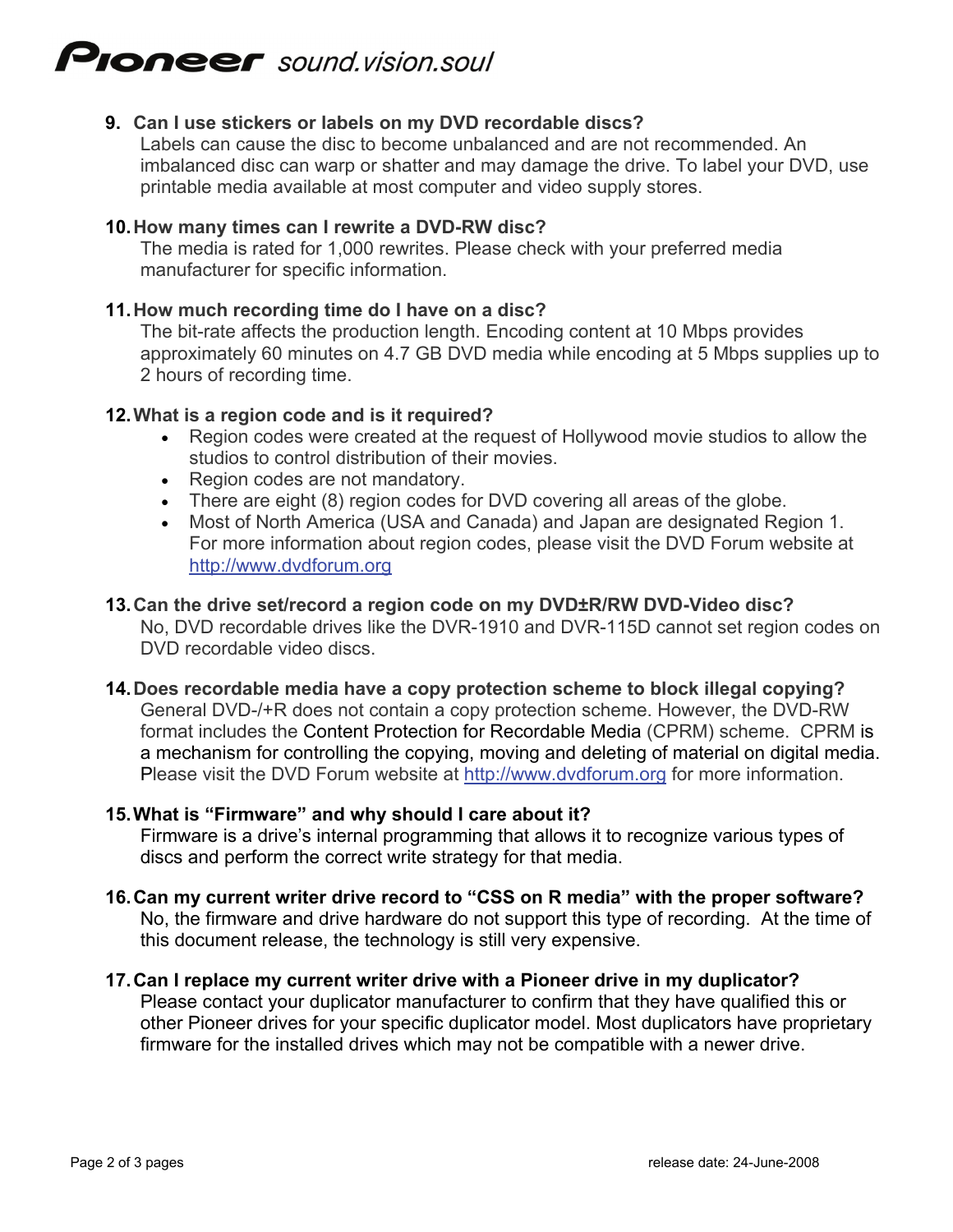9. **Can I use stickers or labels on my DVD recordable discs?**
   Labels can cause the disc to become unbalanced and are not recommended. An imbalanced disc can warp or shatter and may damage the drive. To label your DVD, use printable media available at most computer and video supply stores.

10. **How many times can I rewrite a DVD-RW disc?**
    The media is rated for 1,000 rewrites. Please check with your preferred media manufacturer for specific information.

11. **How much recording time do I have on a disc?**
    The bit-rate affects the production length. Encoding content at 10 Mbps provides approximately 60 minutes on 4.7 GB DVD media while encoding at 5 Mbps supplies up to 2 hours of recording time.

12. **What is a region code and is it required?**
    - Region codes were created at the request of Hollywood movie studios to allow the studios to control distribution of their movies.
    - Region codes are not mandatory.
    - There are eight (8) region codes for DVD covering all areas of the globe.
    - Most of North America (USA and Canada) and Japan are designated Region 1. For more information about region codes, please visit the DVD Forum website at http://www.dvdforum.org

13. **Can the drive set/record a region code on my DVD±R/RW DVD-Video disc?**
    No, DVD recordable drives like the DVR-1910 and DVR-115D cannot set region codes on DVD recordable video discs.

14. **Does recordable media have a copy protection scheme to block illegal copying?**
    General DVD-/+R does not contain a copy protection scheme. However, the DVD-RW format includes the Content Protection for Recordable Media (CPRM) scheme. CPRM is a mechanism for controlling the copying, moving and deleting of material on digital media. Please visit the DVD Forum website at http://www.dvdforum.org for more information.

15. **What is "Firmware" and why should I care about it?**
    Firmware is a drive's internal programming that allows it to recognize various types of discs and perform the correct write strategy for that media.

16. **Can my current writer drive record to "CSS on R media" with the proper software?**
    No, the firmware and drive hardware do not support this type of recording. At the time of this document release, the technology is still very expensive.

17. **Can I replace my current writer drive with a Pioneer drive in my duplicator?**
    Please contact your duplicator manufacturer to confirm that they have qualified this or other Pioneer drives for your specific duplicator model. Most duplicators have proprietary firmware for the installed drives which may not be compatible with a newer drive.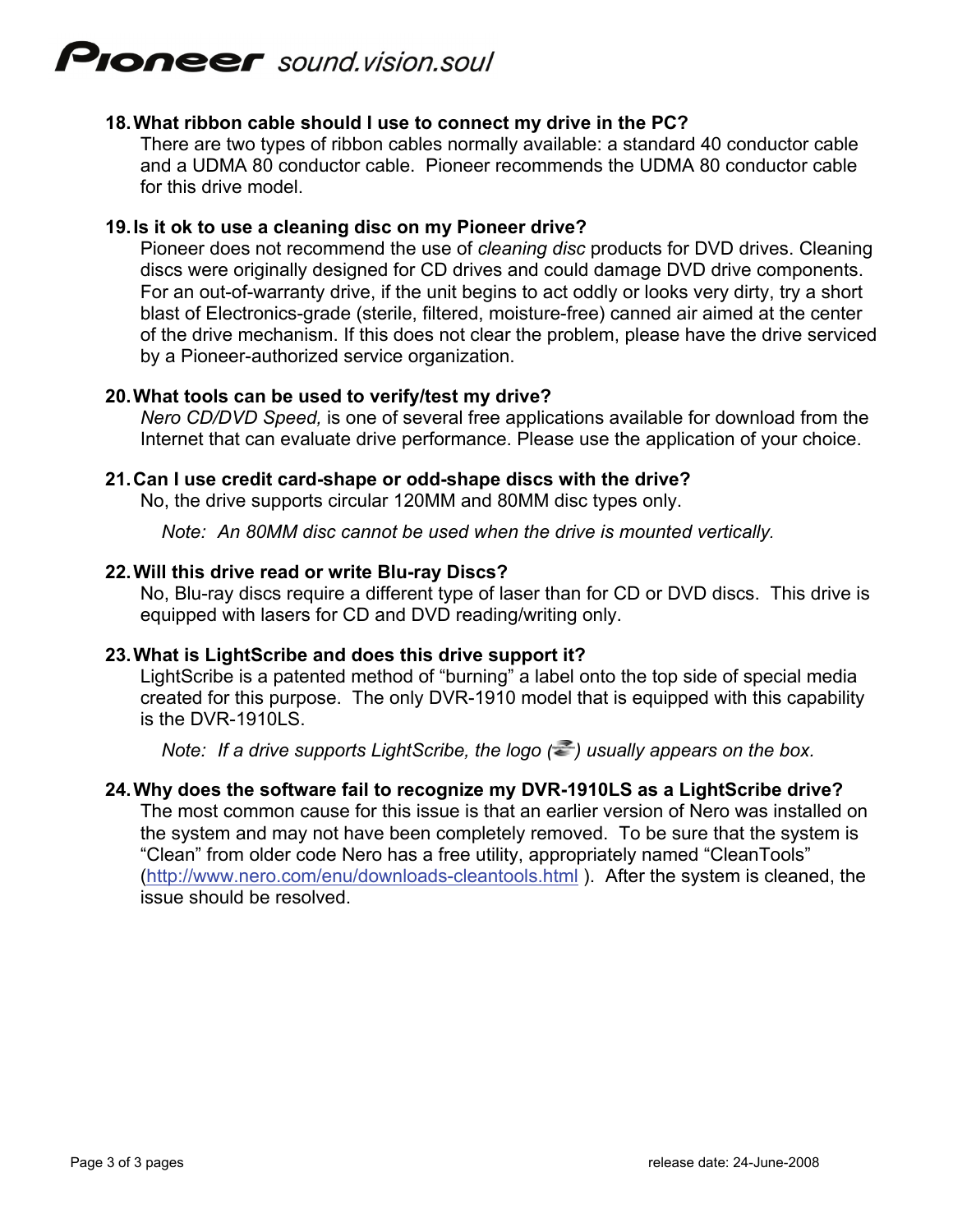**18. What ribbon cable should I use to connect my drive in the PC?**

There are two types of ribbon cables normally available: a standard 40 conductor cable and a UDMA 80 conductor cable. Pioneer recommends the UDMA 80 conductor cable for this drive model.

**19. Is it ok to use a cleaning disc on my Pioneer drive?**

Pioneer does not recommend the use of *cleaning disc* products for DVD drives. Cleaning discs were originally designed for CD drives and could damage DVD drive components. For an out-of-warranty drive, if the unit begins to act oddly or looks very dirty, try a short blast of Electronics-grade (sterile, filtered, moisture-free) canned air aimed at the center of the drive mechanism. If this does not clear the problem, please have the drive serviced by a Pioneer-authorized service organization.

**20. What tools can be used to verify/test my drive?**

*Nero CD/DVD Speed,* is one of several free applications available for download from the Internet that can evaluate drive performance. Please use the application of your choice.

**21. Can I use credit card-shape or odd-shape discs with the drive?**

No, the drive supports circular 120MM and 80MM disc types only.

*Note: An 80MM disc cannot be used when the drive is mounted vertically.*

**22. Will this drive read or write Blu-ray Discs?**

No, Blu-ray discs require a different type of laser than for CD or DVD discs. This drive is equipped with lasers for CD and DVD reading/writing only.

**23. What is LightScribe and does this drive support it?**

LightScribe is a patented method of “burning” a label onto the top side of special media created for this purpose. The only DVR-1910 model that is equipped with this capability is the DVR-1910LS.

*Note: If a drive supports LightScribe, the logo ( ) usually appears on the box.*

**24. Why does the software fail to recognize my DVR-1910LS as a LightScribe drive?**

The most common cause for this issue is that an earlier version of Nero was installed on the system and may not have been completely removed. To be sure that the system is “Clean” from older code Nero has a free utility, appropriately named “CleanTools” (http://www.nero.com/enu/downloads-cleantools.html ). After the system is cleaned, the issue should be resolved.

release date: 24-June-2008